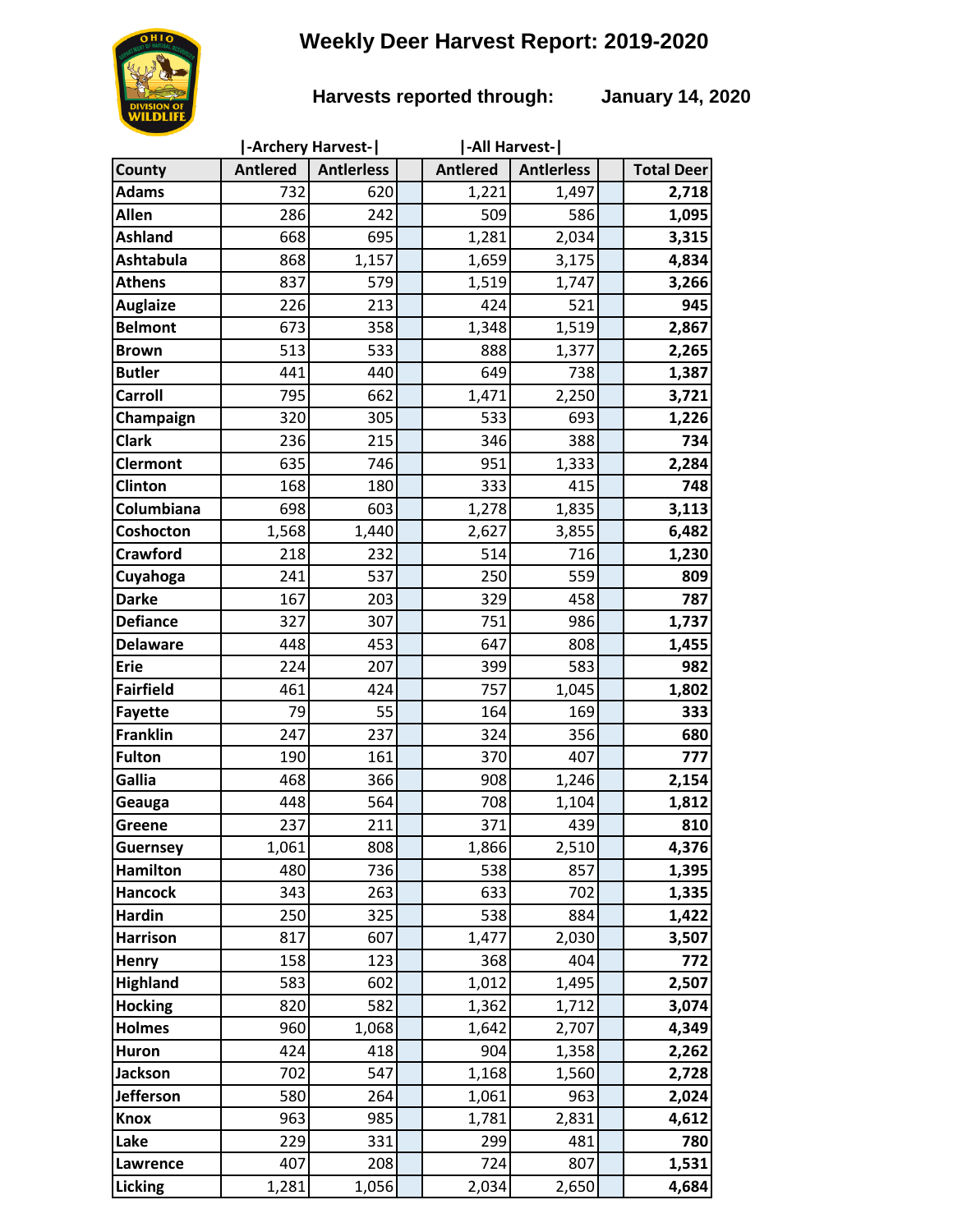# Weekly Deer Harvest Report: 2019-2020

**Harvests reported through: January 14, 2020**

| County | Archery Harvest Antlered | Archery Harvest Antlerless | All Harvest Antlered | All Harvest Antlerless | Total Deer |
|---|---|---|---|---|---|
| Adams | 732 | 620 | 1,221 | 1,497 | **2,718** |
| Allen | 286 | 242 | 509 | 586 | **1,095** |
| Ashland | 668 | 695 | 1,281 | 2,034 | **3,315** |
| Ashtabula | 868 | 1,157 | 1,659 | 3,175 | **4,834** |
| Athens | 837 | 579 | 1,519 | 1,747 | **3,266** |
| Auglaize | 226 | 213 | 424 | 521 | **945** |
| Belmont | 673 | 358 | 1,348 | 1,519 | **2,867** |
| Brown | 513 | 533 | 888 | 1,377 | **2,265** |
| Butler | 441 | 440 | 649 | 738 | **1,387** |
| Carroll | 795 | 662 | 1,471 | 2,250 | **3,721** |
| Champaign | 320 | 305 | 533 | 693 | **1,226** |
| Clark | 236 | 215 | 346 | 388 | **734** |
| Clermont | 635 | 746 | 951 | 1,333 | **2,284** |
| Clinton | 168 | 180 | 333 | 415 | **748** |
| Columbiana | 698 | 603 | 1,278 | 1,835 | **3,113** |
| Coshocton | 1,568 | 1,440 | 2,627 | 3,855 | **6,482** |
| Crawford | 218 | 232 | 514 | 716 | **1,230** |
| Cuyahoga | 241 | 537 | 250 | 559 | **809** |
| Darke | 167 | 203 | 329 | 458 | **787** |
| Defiance | 327 | 307 | 751 | 986 | **1,737** |
| Delaware | 448 | 453 | 647 | 808 | **1,455** |
| Erie | 224 | 207 | 399 | 583 | **982** |
| Fairfield | 461 | 424 | 757 | 1,045 | **1,802** |
| Fayette | 79 | 55 | 164 | 169 | **333** |
| Franklin | 247 | 237 | 324 | 356 | **680** |
| Fulton | 190 | 161 | 370 | 407 | **777** |
| Gallia | 468 | 366 | 908 | 1,246 | **2,154** |
| Geauga | 448 | 564 | 708 | 1,104 | **1,812** |
| Greene | 237 | 211 | 371 | 439 | **810** |
| Guernsey | 1,061 | 808 | 1,866 | 2,510 | **4,376** |
| Hamilton | 480 | 736 | 538 | 857 | **1,395** |
| Hancock | 343 | 263 | 633 | 702 | **1,335** |
| Hardin | 250 | 325 | 538 | 884 | **1,422** |
| Harrison | 817 | 607 | 1,477 | 2,030 | **3,507** |
| Henry | 158 | 123 | 368 | 404 | **772** |
| Highland | 583 | 602 | 1,012 | 1,495 | **2,507** |
| Hocking | 820 | 582 | 1,362 | 1,712 | **3,074** |
| Holmes | 960 | 1,068 | 1,642 | 2,707 | **4,349** |
| Huron | 424 | 418 | 904 | 1,358 | **2,262** |
| Jackson | 702 | 547 | 1,168 | 1,560 | **2,728** |
| Jefferson | 580 | 264 | 1,061 | 963 | **2,024** |
| Knox | 963 | 985 | 1,781 | 2,831 | **4,612** |
| Lake | 229 | 331 | 299 | 481 | **780** |
| Lawrence | 407 | 208 | 724 | 807 | **1,531** |
| Licking | 1,281 | 1,056 | 2,034 | 2,650 | **4,684** |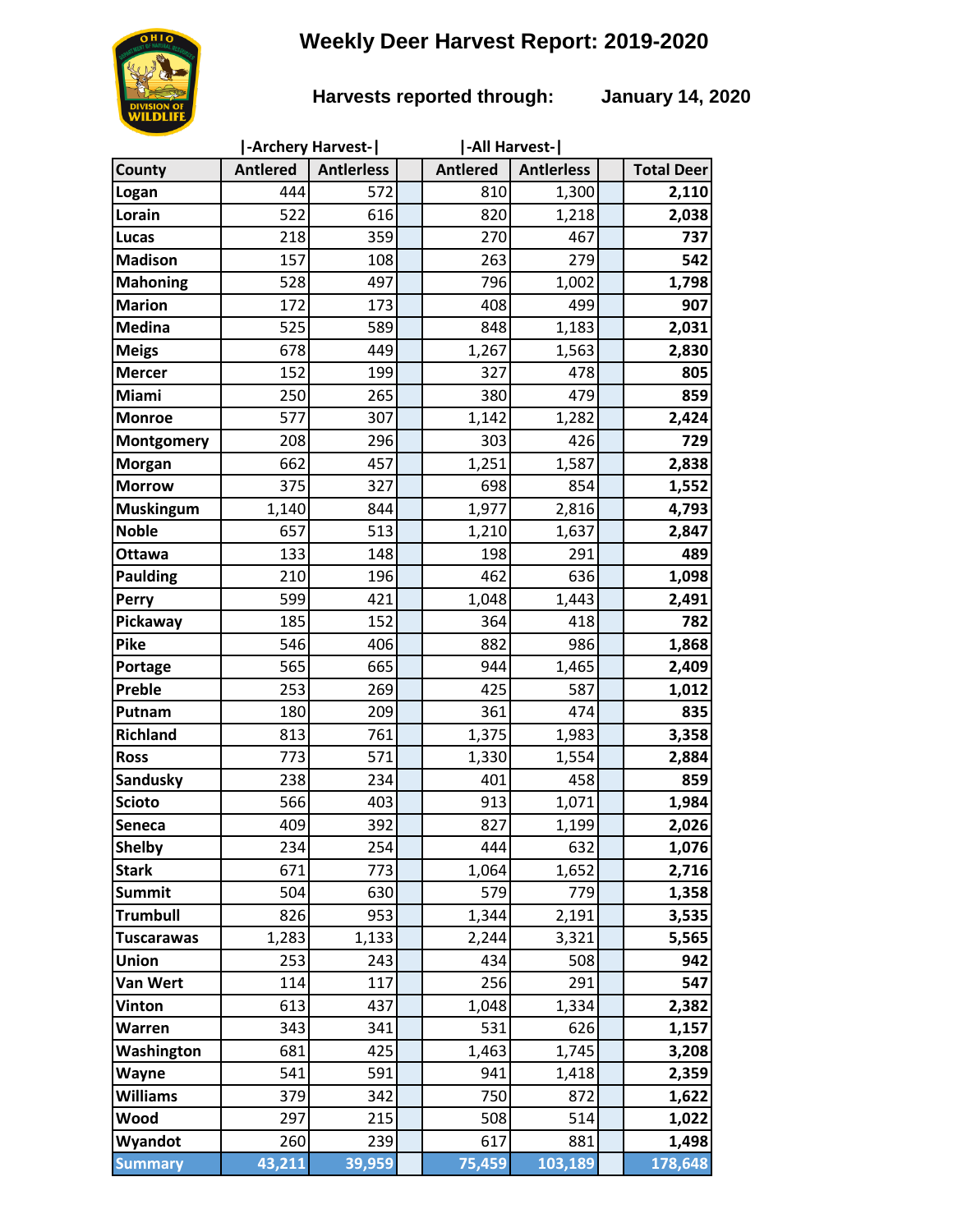# Weekly Deer Harvest Report: 2019-2020

**Harvests reported through: January 14, 2020**

| | Archery Harvest | | | All Harvest | | | |
|---|---|---|---|---|---|---|---|
| **County** | **Antlered** | **Antlerless** | | **Antlered** | **Antlerless** | | **Total Deer** |
| Logan | 444 | 572 | | 810 | 1,300 | | **2,110** |
| Lorain | 522 | 616 | | 820 | 1,218 | | **2,038** |
| Lucas | 218 | 359 | | 270 | 467 | | **737** |
| Madison | 157 | 108 | | 263 | 279 | | **542** |
| Mahoning | 528 | 497 | | 796 | 1,002 | | **1,798** |
| Marion | 172 | 173 | | 408 | 499 | | **907** |
| Medina | 525 | 589 | | 848 | 1,183 | | **2,031** |
| Meigs | 678 | 449 | | 1,267 | 1,563 | | **2,830** |
| Mercer | 152 | 199 | | 327 | 478 | | **805** |
| Miami | 250 | 265 | | 380 | 479 | | **859** |
| Monroe | 577 | 307 | | 1,142 | 1,282 | | **2,424** |
| Montgomery | 208 | 296 | | 303 | 426 | | **729** |
| Morgan | 662 | 457 | | 1,251 | 1,587 | | **2,838** |
| Morrow | 375 | 327 | | 698 | 854 | | **1,552** |
| Muskingum | 1,140 | 844 | | 1,977 | 2,816 | | **4,793** |
| Noble | 657 | 513 | | 1,210 | 1,637 | | **2,847** |
| Ottawa | 133 | 148 | | 198 | 291 | | **489** |
| Paulding | 210 | 196 | | 462 | 636 | | **1,098** |
| Perry | 599 | 421 | | 1,048 | 1,443 | | **2,491** |
| Pickaway | 185 | 152 | | 364 | 418 | | **782** |
| Pike | 546 | 406 | | 882 | 986 | | **1,868** |
| Portage | 565 | 665 | | 944 | 1,465 | | **2,409** |
| Preble | 253 | 269 | | 425 | 587 | | **1,012** |
| Putnam | 180 | 209 | | 361 | 474 | | **835** |
| Richland | 813 | 761 | | 1,375 | 1,983 | | **3,358** |
| Ross | 773 | 571 | | 1,330 | 1,554 | | **2,884** |
| Sandusky | 238 | 234 | | 401 | 458 | | **859** |
| Scioto | 566 | 403 | | 913 | 1,071 | | **1,984** |
| Seneca | 409 | 392 | | 827 | 1,199 | | **2,026** |
| Shelby | 234 | 254 | | 444 | 632 | | **1,076** |
| Stark | 671 | 773 | | 1,064 | 1,652 | | **2,716** |
| Summit | 504 | 630 | | 579 | 779 | | **1,358** |
| Trumbull | 826 | 953 | | 1,344 | 2,191 | | **3,535** |
| Tuscarawas | 1,283 | 1,133 | | 2,244 | 3,321 | | **5,565** |
| Union | 253 | 243 | | 434 | 508 | | **942** |
| Van Wert | 114 | 117 | | 256 | 291 | | **547** |
| Vinton | 613 | 437 | | 1,048 | 1,334 | | **2,382** |
| Warren | 343 | 341 | | 531 | 626 | | **1,157** |
| Washington | 681 | 425 | | 1,463 | 1,745 | | **3,208** |
| Wayne | 541 | 591 | | 941 | 1,418 | | **2,359** |
| Williams | 379 | 342 | | 750 | 872 | | **1,622** |
| Wood | 297 | 215 | | 508 | 514 | | **1,022** |
| Wyandot | 260 | 239 | | 617 | 881 | | **1,498** |
| **Summary** | **43,211** | **39,959** | | **75,459** | **103,189** | | **178,648** |